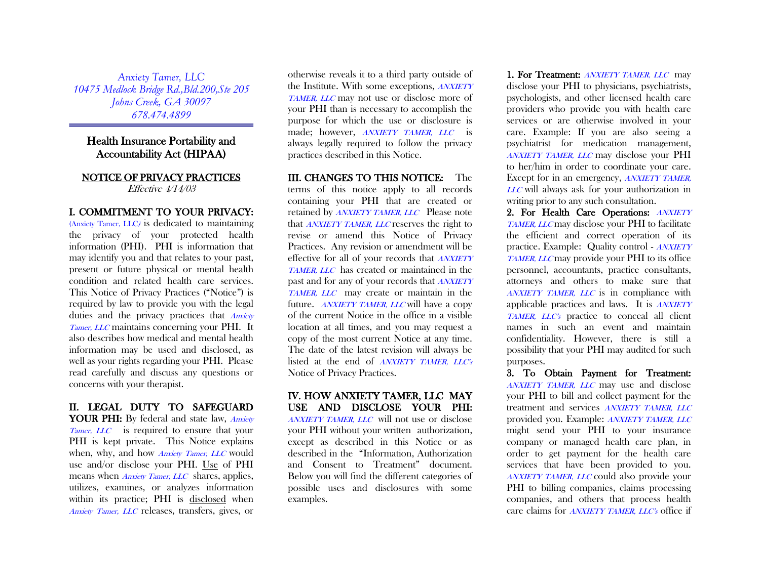*Anxiety Tamer, LLC*
*10475 Medlock Bridge Rd.,Bld.200,Ste 205*
*Johns Creek, GA 30097*
*678.474.4899*

# Health Insurance Portability and Accountability Act (HIPAA)

## NOTICE OF PRIVACY PRACTICES

*Effective 4/14/03*

**I. COMMITMENT TO YOUR PRIVACY:** (Anxiety Tamer, LLC*)* is dedicated to maintaining the privacy of your protected health information (PHI). PHI is information that may identify you and that relates to your past, present or future physical or mental health condition and related health care services. This Notice of Privacy Practices ("Notice") is required by law to provide you with the legal duties and the privacy practices that *Anxiety Tamer, LLC* maintains concerning your PHI. It also describes how medical and mental health information may be used and disclosed, as well as your rights regarding your PHI. Please read carefully and discuss any questions or concerns with your therapist.

**II. LEGAL DUTY TO SAFEGUARD YOUR PHI:** By federal and state law, *Anxiety Tamer, LLC* is required to ensure that your PHI is kept private. This Notice explains when, why, and how *Anxiety Tamer, LLC* would use and/or disclose your PHI. Use of PHI means when *Anxiety Tamer, LLC* shares, applies, utilizes, examines, or analyzes information within its practice; PHI is disclosed when *Anxiety Tamer, LLC* releases, transfers, gives, or otherwise reveals it to a third party outside of the Institute. With some exceptions, *ANXIETY TAMER, LLC* may not use or disclose more of your PHI than is necessary to accomplish the purpose for which the use or disclosure is made; however, *ANXIETY TAMER, LLC* is always legally required to follow the privacy practices described in this Notice.

**III. CHANGES TO THIS NOTICE:** The terms of this notice apply to all records containing your PHI that are created or retained by *ANXIETY TAMER, LLC* Please note that *ANXIETY TAMER, LLC* reserves the right to revise or amend this Notice of Privacy Practices. Any revision or amendment will be effective for all of your records that *ANXIETY TAMER, LLC* has created or maintained in the past and for any of your records that *ANXIETY TAMER, LLC* may create or maintain in the future. *ANXIETY TAMER, LLC* will have a copy of the current Notice in the office in a visible location at all times, and you may request a copy of the most current Notice at any time. The date of the latest revision will always be listed at the end of *ANXIETY TAMER, LLC's* Notice of Privacy Practices.

**IV. HOW ANXIETY TAMER, LLC MAY USE AND DISCLOSE YOUR PHI:** *ANXIETY TAMER, LLC* will not use or disclose your PHI without your written authorization, except as described in this Notice or as described in the "Information, Authorization and Consent to Treatment" document. Below you will find the different categories of possible uses and disclosures with some examples.

**1. For Treatment:** *ANXIETY TAMER, LLC* may disclose your PHI to physicians, psychiatrists, psychologists, and other licensed health care providers who provide you with health care services or are otherwise involved in your care. Example: If you are also seeing a psychiatrist for medication management, *ANXIETY TAMER, LLC* may disclose your PHI to her/him in order to coordinate your care. Except for in an emergency, *ANXIETY TAMER, LLC* will always ask for your authorization in writing prior to any such consultation.

**2. For Health Care Operations:** *ANXIETY TAMER, LLC* may disclose your PHI to facilitate the efficient and correct operation of its practice. Example: Quality control - *ANXIETY TAMER, LLC* may provide your PHI to its office personnel, accountants, practice consultants, attorneys and others to make sure that *ANXIETY TAMER, LLC* is in compliance with applicable practices and laws. It is *ANXIETY TAMER, LLC's* practice to conceal all client names in such an event and maintain confidentiality. However, there is still a possibility that your PHI may audited for such purposes.

**3. To Obtain Payment for Treatment:** *ANXIETY TAMER, LLC* may use and disclose your PHI to bill and collect payment for the treatment and services *ANXIETY TAMER, LLC* provided you. Example: *ANXIETY TAMER, LLC* might send your PHI to your insurance company or managed health care plan, in order to get payment for the health care services that have been provided to you. *ANXIETY TAMER, LLC* could also provide your PHI to billing companies, claims processing companies, and others that process health care claims for *ANXIETY TAMER, LLC's* office if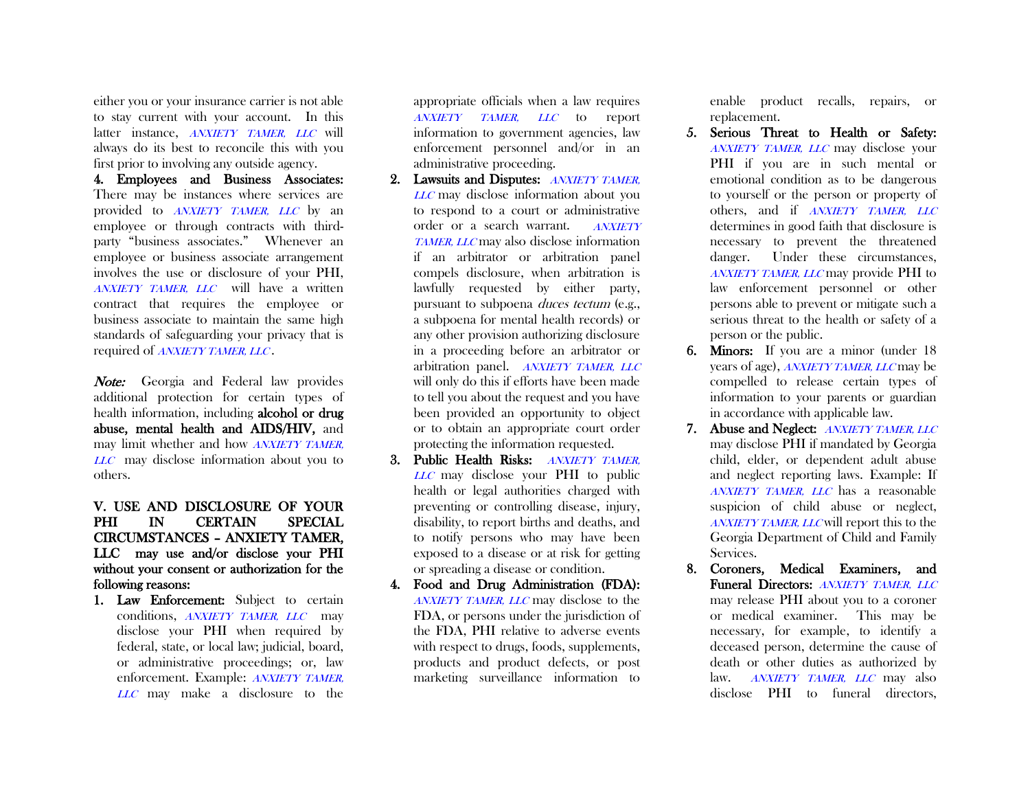either you or your insurance carrier is not able to stay current with your account. In this latter instance, *ANXIETY TAMER, LLC* will always do its best to reconcile this with you first prior to involving any outside agency.

**4. Employees and Business Associates:** There may be instances where services are provided to *ANXIETY TAMER, LLC* by an employee or through contracts with third-party "business associates." Whenever an employee or business associate arrangement involves the use or disclosure of your PHI, *ANXIETY TAMER, LLC* will have a written contract that requires the employee or business associate to maintain the same high standards of safeguarding your privacy that is required of *ANXIETY TAMER, LLC*.

*Note:* Georgia and Federal law provides additional protection for certain types of health information, including **alcohol or drug abuse, mental health and AIDS/HIV,** and may limit whether and how *ANXIETY TAMER, LLC* may disclose information about you to others.

**V. USE AND DISCLOSURE OF YOUR PHI IN CERTAIN SPECIAL CIRCUMSTANCES – ANXIETY TAMER, LLC may use and/or disclose your PHI without your consent or authorization for the following reasons:**

1. **Law Enforcement:** Subject to certain conditions, *ANXIETY TAMER, LLC* may disclose your PHI when required by federal, state, or local law; judicial, board, or administrative proceedings; or, law enforcement. Example: *ANXIETY TAMER, LLC* may make a disclosure to the appropriate officials when a law requires *ANXIETY TAMER, LLC* to report information to government agencies, law enforcement personnel and/or in an administrative proceeding.
2. **Lawsuits and Disputes:** *ANXIETY TAMER, LLC* may disclose information about you to respond to a court or administrative order or a search warrant. *ANXIETY TAMER, LLC* may also disclose information if an arbitrator or arbitration panel compels disclosure, when arbitration is lawfully requested by either party, pursuant to subpoena *duces tectum* (e.g., a subpoena for mental health records) or any other provision authorizing disclosure in a proceeding before an arbitrator or arbitration panel. *ANXIETY TAMER, LLC* will only do this if efforts have been made to tell you about the request and you have been provided an opportunity to object or to obtain an appropriate court order protecting the information requested.
3. **Public Health Risks:** *ANXIETY TAMER, LLC* may disclose your PHI to public health or legal authorities charged with preventing or controlling disease, injury, disability, to report births and deaths, and to notify persons who may have been exposed to a disease or at risk for getting or spreading a disease or condition.
4. **Food and Drug Administration (FDA):** *ANXIETY TAMER, LLC* may disclose to the FDA, or persons under the jurisdiction of the FDA, PHI relative to adverse events with respect to drugs, foods, supplements, products and product defects, or post marketing surveillance information to enable product recalls, repairs, or replacement.
5. **Serious Threat to Health or Safety:** *ANXIETY TAMER, LLC* may disclose your PHI if you are in such mental or emotional condition as to be dangerous to yourself or the person or property of others, and if *ANXIETY TAMER, LLC* determines in good faith that disclosure is necessary to prevent the threatened danger. Under these circumstances, *ANXIETY TAMER, LLC* may provide PHI to law enforcement personnel or other persons able to prevent or mitigate such a serious threat to the health or safety of a person or the public.
6. **Minors:** If you are a minor (under 18 years of age), *ANXIETY TAMER, LLC* may be compelled to release certain types of information to your parents or guardian in accordance with applicable law.
7. **Abuse and Neglect:** *ANXIETY TAMER, LLC* may disclose PHI if mandated by Georgia child, elder, or dependent adult abuse and neglect reporting laws. Example: If *ANXIETY TAMER, LLC* has a reasonable suspicion of child abuse or neglect, *ANXIETY TAMER, LLC* will report this to the Georgia Department of Child and Family Services.
8. **Coroners, Medical Examiners, and Funeral Directors:** *ANXIETY TAMER, LLC* may release PHI about you to a coroner or medical examiner. This may be necessary, for example, to identify a deceased person, determine the cause of death or other duties as authorized by law. *ANXIETY TAMER, LLC* may also disclose PHI to funeral directors,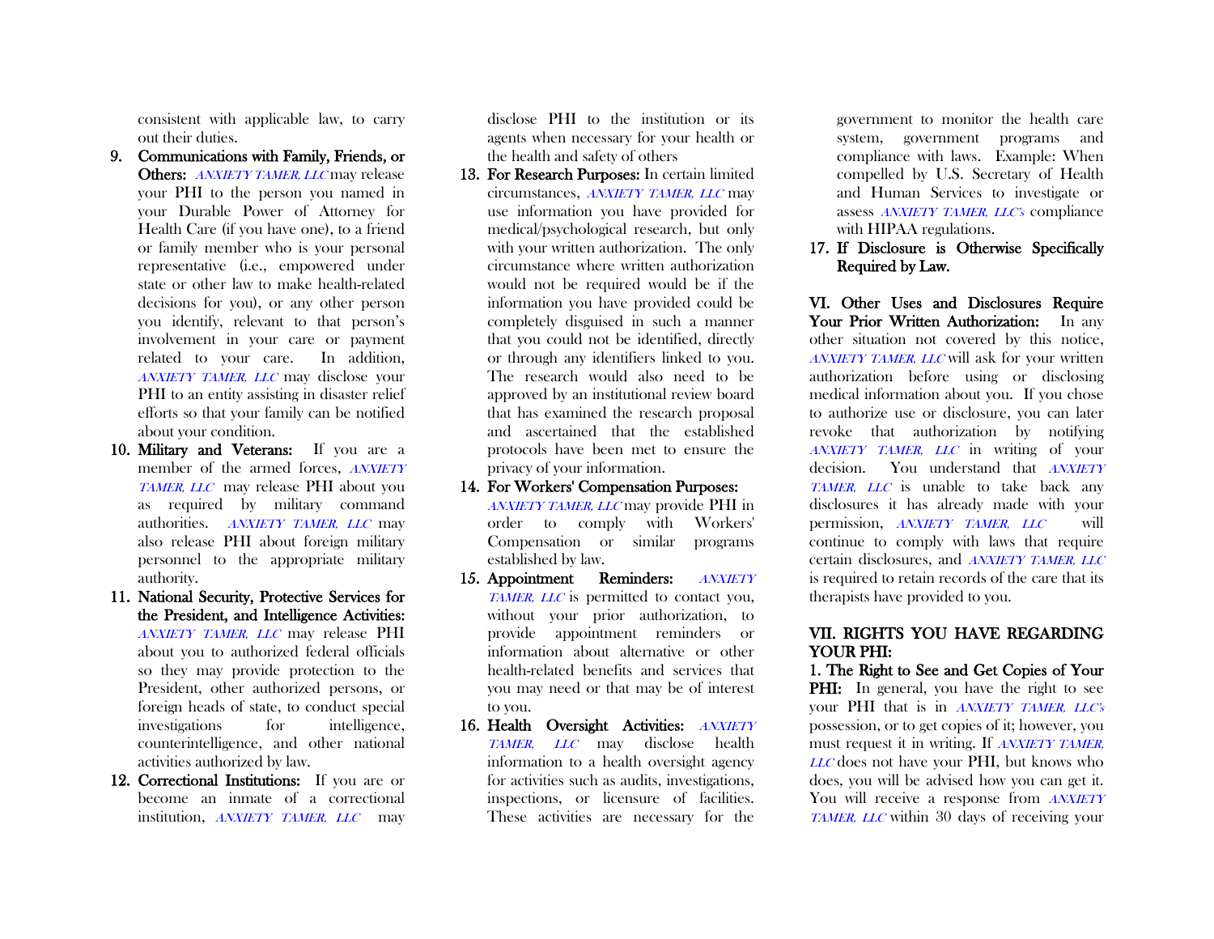consistent with applicable law, to carry out their duties.

9. **Communications with Family, Friends, or Others:** *ANXIETY TAMER, LLC* may release your PHI to the person you named in your Durable Power of Attorney for Health Care (if you have one), to a friend or family member who is your personal representative (i.e., empowered under state or other law to make health-related decisions for you), or any other person you identify, relevant to that person's involvement in your care or payment related to your care. In addition, *ANXIETY TAMER, LLC* may disclose your PHI to an entity assisting in disaster relief efforts so that your family can be notified about your condition.
10. **Military and Veterans:** If you are a member of the armed forces, *ANXIETY TAMER, LLC* may release PHI about you as required by military command authorities. *ANXIETY TAMER, LLC* may also release PHI about foreign military personnel to the appropriate military authority.
11. **National Security, Protective Services for the President, and Intelligence Activities:** *ANXIETY TAMER, LLC* may release PHI about you to authorized federal officials so they may provide protection to the President, other authorized persons, or foreign heads of state, to conduct special investigations for intelligence, counterintelligence, and other national activities authorized by law.
12. **Correctional Institutions:** If you are or become an inmate of a correctional institution, *ANXIETY TAMER, LLC* may disclose PHI to the institution or its agents when necessary for your health or the health and safety of others
13. **For Research Purposes:** In certain limited circumstances, *ANXIETY TAMER, LLC* may use information you have provided for medical/psychological research, but only with your written authorization. The only circumstance where written authorization would not be required would be if the information you have provided could be completely disguised in such a manner that you could not be identified, directly or through any identifiers linked to you. The research would also need to be approved by an institutional review board that has examined the research proposal and ascertained that the established protocols have been met to ensure the privacy of your information.
14. **For Workers' Compensation Purposes:** *ANXIETY TAMER, LLC* may provide PHI in order to comply with Workers' Compensation or similar programs established by law.
15. **Appointment Reminders:** *ANXIETY TAMER, LLC* is permitted to contact you, without your prior authorization, to provide appointment reminders or information about alternative or other health-related benefits and services that you may need or that may be of interest to you.
16. **Health Oversight Activities:** *ANXIETY TAMER, LLC* may disclose health information to a health oversight agency for activities such as audits, investigations, inspections, or licensure of facilities. These activities are necessary for the government to monitor the health care system, government programs and compliance with laws. Example: When compelled by U.S. Secretary of Health and Human Services to investigate or assess *ANXIETY TAMER, LLC's* compliance with HIPAA regulations.
17. **If Disclosure is Otherwise Specifically Required by Law.**

**VI. Other Uses and Disclosures Require Your Prior Written Authorization:** In any other situation not covered by this notice, *ANXIETY TAMER, LLC* will ask for your written authorization before using or disclosing medical information about you. If you chose to authorize use or disclosure, you can later revoke that authorization by notifying *ANXIETY TAMER, LLC* in writing of your decision. You understand that *ANXIETY TAMER, LLC* is unable to take back any disclosures it has already made with your permission, *ANXIETY TAMER, LLC* will continue to comply with laws that require certain disclosures, and *ANXIETY TAMER, LLC* is required to retain records of the care that its therapists have provided to you.

**VII. RIGHTS YOU HAVE REGARDING YOUR PHI:**

**1. The Right to See and Get Copies of Your PHI:** In general, you have the right to see your PHI that is in *ANXIETY TAMER, LLC's* possession, or to get copies of it; however, you must request it in writing. If *ANXIETY TAMER, LLC* does not have your PHI, but knows who does, you will be advised how you can get it. You will receive a response from *ANXIETY TAMER, LLC* within 30 days of receiving your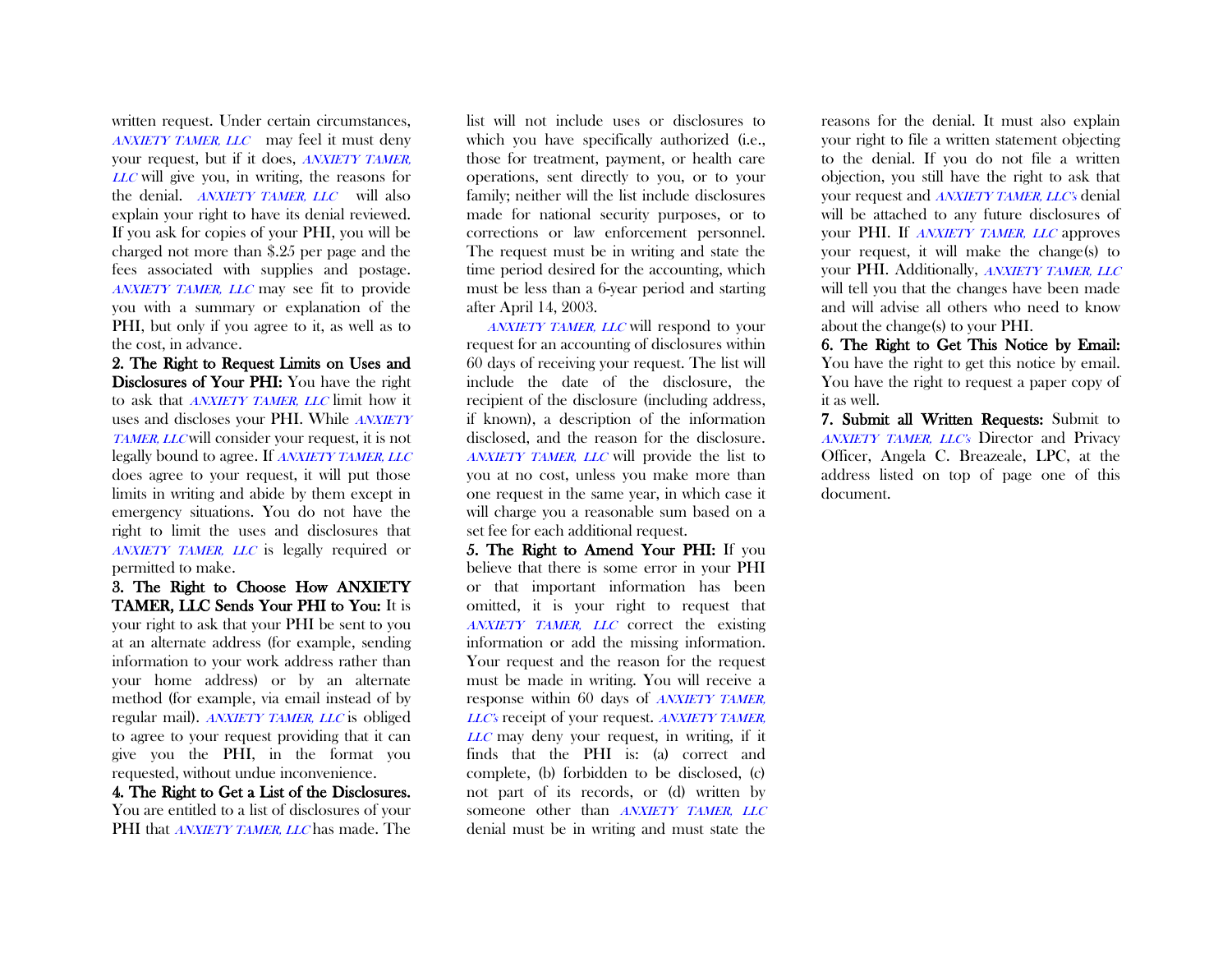written request. Under certain circumstances, *ANXIETY TAMER, LLC* may feel it must deny your request, but if it does, *ANXIETY TAMER, LLC* will give you, in writing, the reasons for the denial. *ANXIETY TAMER, LLC* will also explain your right to have its denial reviewed. If you ask for copies of your PHI, you will be charged not more than $.25 per page and the fees associated with supplies and postage. *ANXIETY TAMER, LLC* may see fit to provide you with a summary or explanation of the PHI, but only if you agree to it, as well as to the cost, in advance.

**2. The Right to Request Limits on Uses and Disclosures of Your PHI:** You have the right to ask that *ANXIETY TAMER, LLC* limit how it uses and discloses your PHI. While *ANXIETY TAMER, LLC* will consider your request, it is not legally bound to agree. If *ANXIETY TAMER, LLC* does agree to your request, it will put those limits in writing and abide by them except in emergency situations. You do not have the right to limit the uses and disclosures that *ANXIETY TAMER, LLC* is legally required or permitted to make.

**3. The Right to Choose How ANXIETY TAMER, LLC Sends Your PHI to You:** It is your right to ask that your PHI be sent to you at an alternate address (for example, sending information to your work address rather than your home address) or by an alternate method (for example, via email instead of by regular mail). *ANXIETY TAMER, LLC* is obliged to agree to your request providing that it can give you the PHI, in the format you requested, without undue inconvenience.

**4. The Right to Get a List of the Disclosures.** You are entitled to a list of disclosures of your PHI that *ANXIETY TAMER, LLC* has made. The list will not include uses or disclosures to which you have specifically authorized (i.e., those for treatment, payment, or health care operations, sent directly to you, or to your family; neither will the list include disclosures made for national security purposes, or to corrections or law enforcement personnel. The request must be in writing and state the time period desired for the accounting, which must be less than a 6-year period and starting after April 14, 2003.

*ANXIETY TAMER, LLC* will respond to your request for an accounting of disclosures within 60 days of receiving your request. The list will include the date of the disclosure, the recipient of the disclosure (including address, if known), a description of the information disclosed, and the reason for the disclosure. *ANXIETY TAMER, LLC* will provide the list to you at no cost, unless you make more than one request in the same year, in which case it will charge you a reasonable sum based on a set fee for each additional request.

**5. The Right to Amend Your PHI:** If you believe that there is some error in your PHI or that important information has been omitted, it is your right to request that *ANXIETY TAMER, LLC* correct the existing information or add the missing information. Your request and the reason for the request must be made in writing. You will receive a response within 60 days of *ANXIETY TAMER, LLC's* receipt of your request. *ANXIETY TAMER, LLC* may deny your request, in writing, if it finds that the PHI is: (a) correct and complete, (b) forbidden to be disclosed, (c) not part of its records, or (d) written by someone other than *ANXIETY TAMER, LLC* denial must be in writing and must state the reasons for the denial. It must also explain your right to file a written statement objecting to the denial. If you do not file a written objection, you still have the right to ask that your request and *ANXIETY TAMER, LLC's* denial will be attached to any future disclosures of your PHI. If *ANXIETY TAMER, LLC* approves your request, it will make the change(s) to your PHI. Additionally, *ANXIETY TAMER, LLC* will tell you that the changes have been made and will advise all others who need to know about the change(s) to your PHI.

**6. The Right to Get This Notice by Email:** You have the right to get this notice by email. You have the right to request a paper copy of it as well.

**7. Submit all Written Requests:** Submit to *ANXIETY TAMER, LLC's* Director and Privacy Officer, Angela C. Breazeale, LPC, at the address listed on top of page one of this document.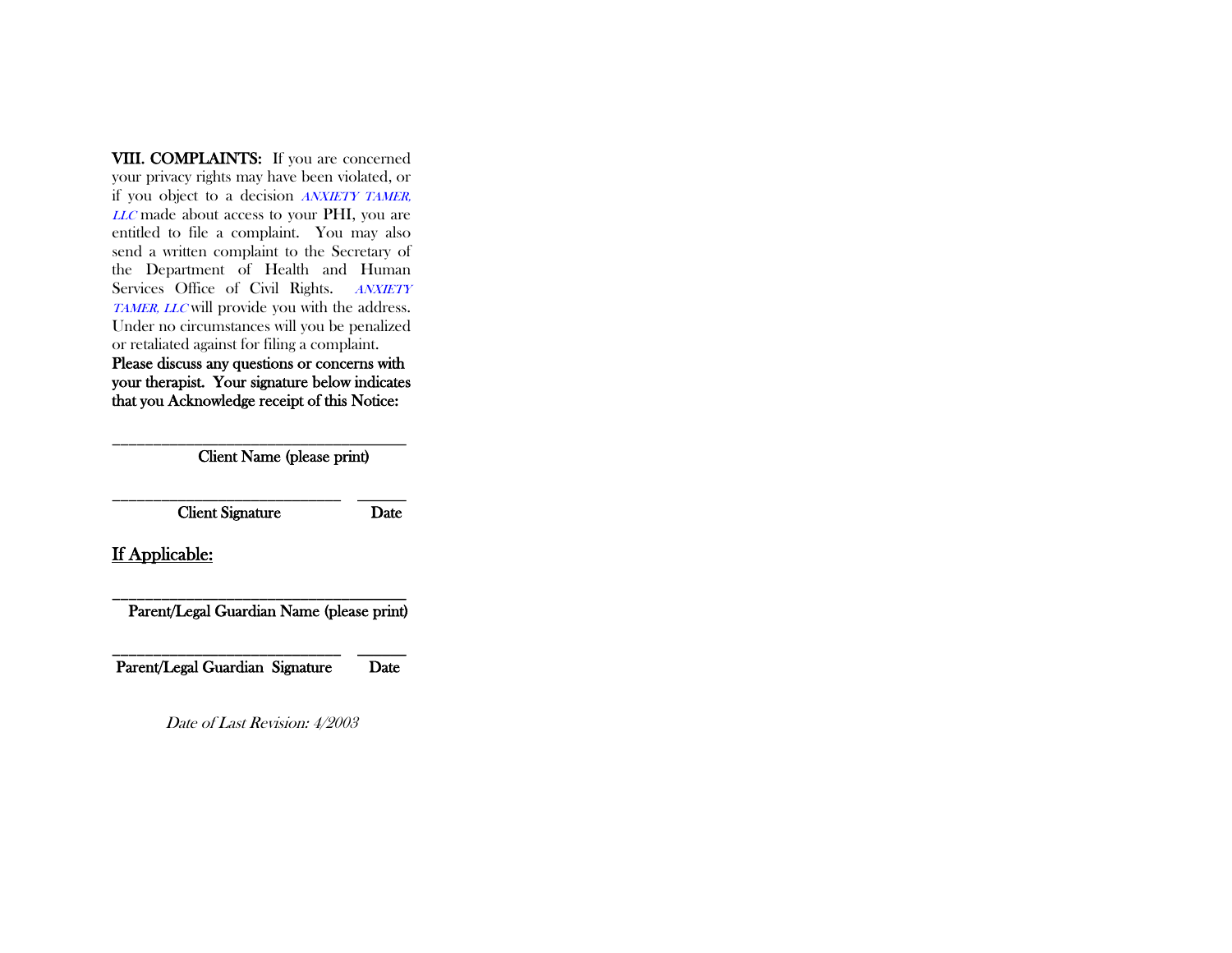**VIII. COMPLAINTS:** If you are concerned your privacy rights may have been violated, or if you object to a decision *ANXIETY TAMER, LLC* made about access to your PHI, you are entitled to file a complaint. You may also send a written complaint to the Secretary of the Department of Health and Human Services Office of Civil Rights. *ANXIETY TAMER, LLC* will provide you with the address. Under no circumstances will you be penalized or retaliated against for filing a complaint.

**Please discuss any questions or concerns with your therapist. Your signature below indicates that you Acknowledge receipt of this Notice:**

_______________________________________
Client Name (please print)

______________________________ ______
Client Signature Date

**<u>If Applicable:</u>**

_______________________________________
Parent/Legal Guardian Name (please print)

______________________________ ______
Parent/Legal Guardian Signature Date

*Date of Last Revision: 4/2003*